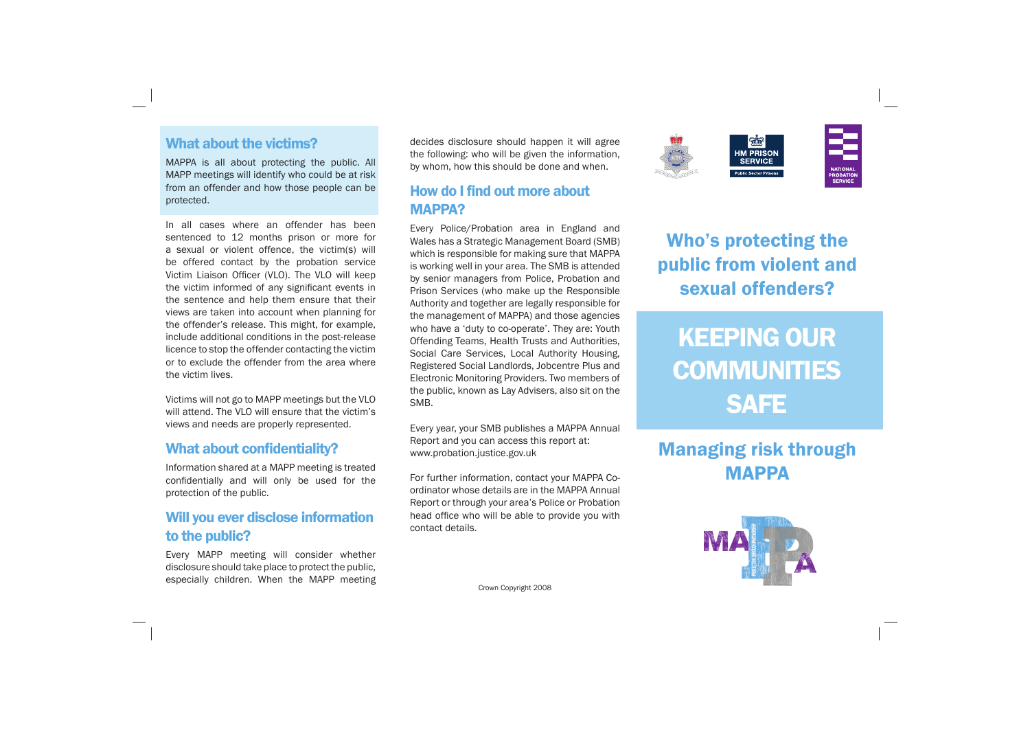## What about the victims?

MAPPA is all about protecting the public. All MAPP meetings will identify who could be at risk from an offender and how those people can be protected.

In all cases where an offender has been sentenced to 12 months prison or more for a sexual or violent offence, the victim(s) will be offered contact by the probation service Victim Liaison Officer (VLO). The VLO will keep the victim informed of any significant events in the sentence and help them ensure that their views are taken into account when planning for the offender's release. This might, for example, include additional conditions in the post-release licence to stop the offender contacting the victim or to exclude the offender from the area where the victim lives.

Victims will not go to MAPP meetings but the VLO will attend. The VLO will ensure that the victim's views and needs are properly represented.

## What about confidentiality?

Information shared at a MAPP meeting is treated confidentially and will only be used for the protection of the public.

## Will you ever disclose information to the public?

Every MAPP meeting will consider whether disclosure should take place to protect the public, especially children. When the MAPP meeting decides disclosure should happen it will agree the following: who will be given the information, by whom, how this should be done and when.

## How do I find out more about MAPPA?

Every Police/Probation area in England and Wales has a Strategic Management Board (SMB) which is responsible for making sure that MAPPA is working well in your area. The SMB is attended by senior managers from Police, Probation and Prison Services (who make up the Responsible Authority and together are legally responsible for the management of MAPPA) and those agencies who have a 'duty to co-operate'. They are: Youth Offending Teams, Health Trusts and Authorities, Social Care Services, Local Authority Housing, Registered Social Landlords, Jobcentre Plus and Electronic Monitoring Providers. Two members of the public, known as Lay Advisers, also sit on the SMB.

Every year, your SMB publishes a MAPPA Annual Report and you can access this report at: www.probation.justice.gov.uk

For further information, contact your MAPPA Co-ordinator whose details are in the MAPPA Annual Report or through your area's Police or Probation head office who will be able to provide you with contact details.

Crown Copyright 2008

HM PRISON SERVICE
Public Sector Prisons

NATIONAL PROBATION SERVICE

# Who's protecting the public from violent and sexual offenders?

# KEEPING OUR COMMUNITIES SAFE

## Managing risk through MAPPA

MAPPA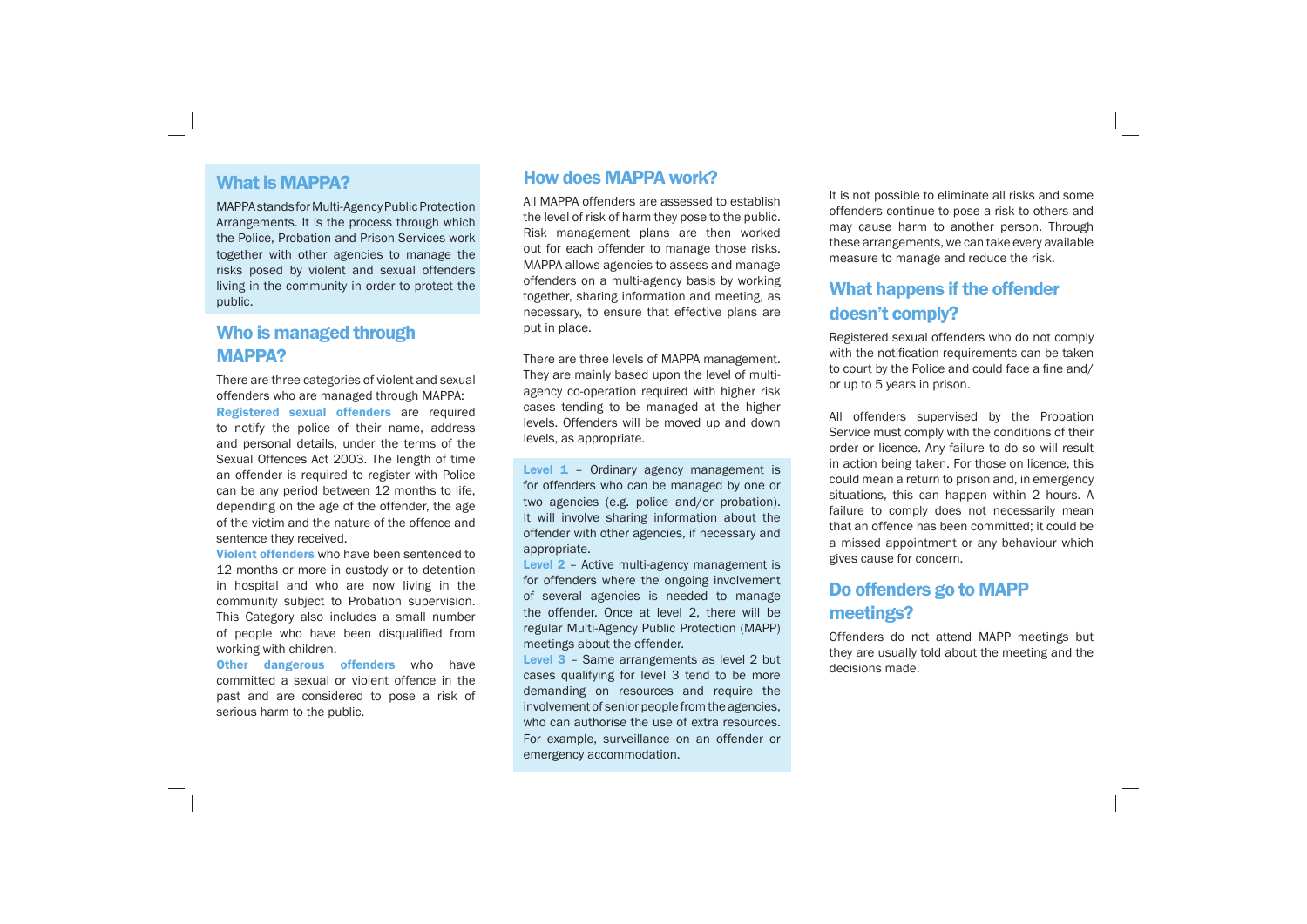## What is MAPPA?

MAPPA stands for Multi-Agency Public Protection Arrangements. It is the process through which the Police, Probation and Prison Services work together with other agencies to manage the risks posed by violent and sexual offenders living in the community in order to protect the public.

## Who is managed through MAPPA?

There are three categories of violent and sexual offenders who are managed through MAPPA:

**Registered sexual offenders** are required to notify the police of their name, address and personal details, under the terms of the Sexual Offences Act 2003. The length of time an offender is required to register with Police can be any period between 12 months to life, depending on the age of the offender, the age of the victim and the nature of the offence and sentence they received.

**Violent offenders** who have been sentenced to 12 months or more in custody or to detention in hospital and who are now living in the community subject to Probation supervision. This Category also includes a small number of people who have been disqualified from working with children.

**Other dangerous offenders** who have committed a sexual or violent offence in the past and are considered to pose a risk of serious harm to the public.

## How does MAPPA work?

All MAPPA offenders are assessed to establish the level of risk of harm they pose to the public. Risk management plans are then worked out for each offender to manage those risks. MAPPA allows agencies to assess and manage offenders on a multi-agency basis by working together, sharing information and meeting, as necessary, to ensure that effective plans are put in place.

There are three levels of MAPPA management. They are mainly based upon the level of multi-agency co-operation required with higher risk cases tending to be managed at the higher levels. Offenders will be moved up and down levels, as appropriate.

**Level 1** – Ordinary agency management is for offenders who can be managed by one or two agencies (e.g. police and/or probation). It will involve sharing information about the offender with other agencies, if necessary and appropriate.

**Level 2** – Active multi-agency management is for offenders where the ongoing involvement of several agencies is needed to manage the offender. Once at level 2, there will be regular Multi-Agency Public Protection (MAPP) meetings about the offender.

**Level 3** – Same arrangements as level 2 but cases qualifying for level 3 tend to be more demanding on resources and require the involvement of senior people from the agencies, who can authorise the use of extra resources. For example, surveillance on an offender or emergency accommodation.

It is not possible to eliminate all risks and some offenders continue to pose a risk to others and may cause harm to another person. Through these arrangements, we can take every available measure to manage and reduce the risk.

## What happens if the offender doesn't comply?

Registered sexual offenders who do not comply with the notification requirements can be taken to court by the Police and could face a fine and/or up to 5 years in prison.

All offenders supervised by the Probation Service must comply with the conditions of their order or licence. Any failure to do so will result in action being taken. For those on licence, this could mean a return to prison and, in emergency situations, this can happen within 2 hours. A failure to comply does not necessarily mean that an offence has been committed; it could be a missed appointment or any behaviour which gives cause for concern.

## Do offenders go to MAPP meetings?

Offenders do not attend MAPP meetings but they are usually told about the meeting and the decisions made.